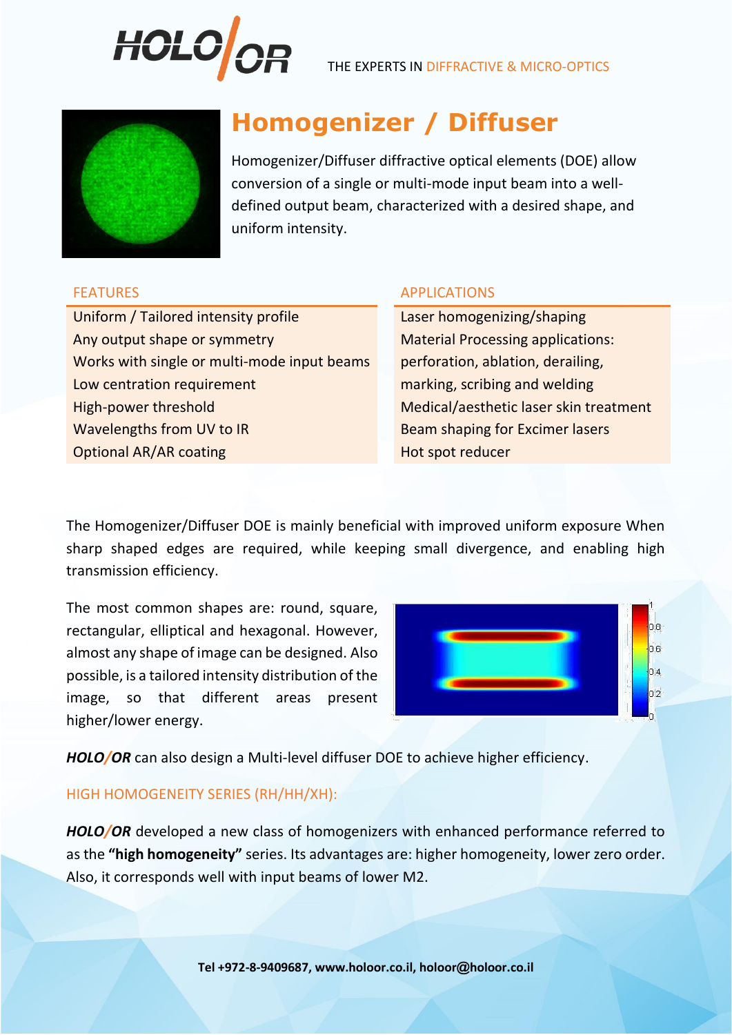HOLO/OR

THE EXPERTS IN DIFFRACTIVE & MICRO-OPTICS

# Homogenizer / Diffuser

Homogenizer/Diffuser diffractive optical elements (DOE) allow conversion of a single or multi-mode input beam into a well-defined output beam, characterized with a desired shape, and uniform intensity.

| FEATURES | APPLICATIONS |
| --- | --- |
| Uniform / Tailored intensity profile | Laser homogenizing/shaping |
| Any output shape or symmetry | Material Processing applications: |
| Works with single or multi-mode input beams | perforation, ablation, derailing, |
| Low centration requirement | marking, scribing and welding |
| High-power threshold | Medical/aesthetic laser skin treatment |
| Wavelengths from UV to IR | Beam shaping for Excimer lasers |
| Optional AR/AR coating | Hot spot reducer |

The Homogenizer/Diffuser DOE is mainly beneficial with improved uniform exposure When sharp shaped edges are required, while keeping small divergence, and enabling high transmission efficiency.

The most common shapes are: round, square, rectangular, elliptical and hexagonal. However, almost any shape of image can be designed. Also possible, is a tailored intensity distribution of the image, so that different areas present higher/lower energy.

***HOLO/OR*** can also design a Multi-level diffuser DOE to achieve higher efficiency.

## HIGH HOMOGENEITY SERIES (RH/HH/XH):

***HOLO/OR*** developed a new class of homogenizers with enhanced performance referred to as the **"high homogeneity"** series. Its advantages are: higher homogeneity, lower zero order. Also, it corresponds well with input beams of lower M2.

**Tel +972-8-9409687, www.holoor.co.il, holoor@holoor.co.il**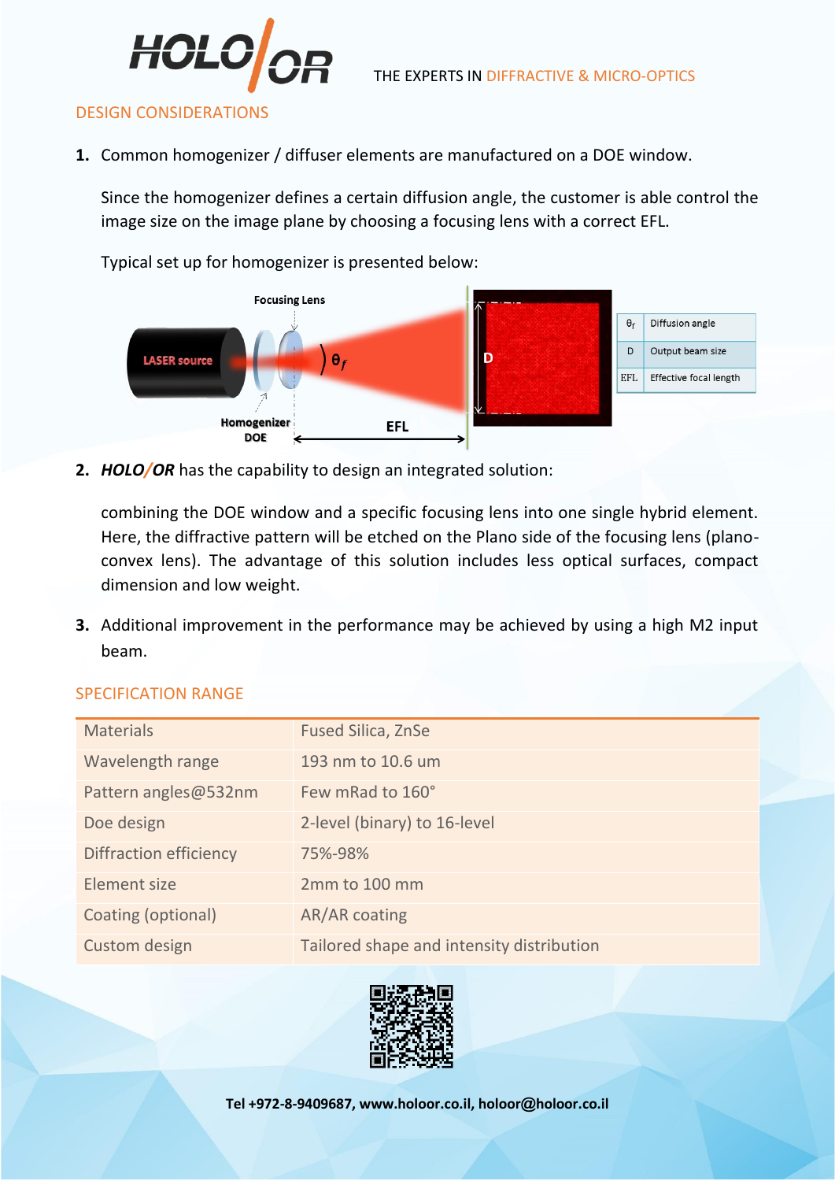## DESIGN CONSIDERATIONS

1. Common homogenizer / diffuser elements are manufactured on a DOE window.

   Since the homogenizer defines a certain diffusion angle, the customer is able control the image size on the image plane by choosing a focusing lens with a correct EFL.

   Typical set up for homogenizer is presented below:

   Focusing Lens

   LASER source

   $\theta_f$

   D

   Homogenizer DOE

   EFL

   | | |
   |---|---|
   | $\theta_f$ | Diffusion angle |
   | D | Output beam size |
   | EFL | Effective focal length |

2. ***HOLO/OR*** has the capability to design an integrated solution:

   combining the DOE window and a specific focusing lens into one single hybrid element. Here, the diffractive pattern will be etched on the Plano side of the focusing lens (plano-convex lens). The advantage of this solution includes less optical surfaces, compact dimension and low weight.

3. Additional improvement in the performance may be achieved by using a high M2 input beam.

## SPECIFICATION RANGE

| | |
|---|---|
| Materials | Fused Silica, ZnSe |
| Wavelength range | 193 nm to 10.6 um |
| Pattern angles@532nm | Few mRad to 160° |
| Doe design | 2-level (binary) to 16-level |
| Diffraction efficiency | 75%-98% |
| Element size | 2mm to 100 mm |
| Coating (optional) | AR/AR coating |
| Custom design | Tailored shape and intensity distribution |

**Tel +972-8-9409687, www.holoor.co.il, holoor@holoor.co.il**